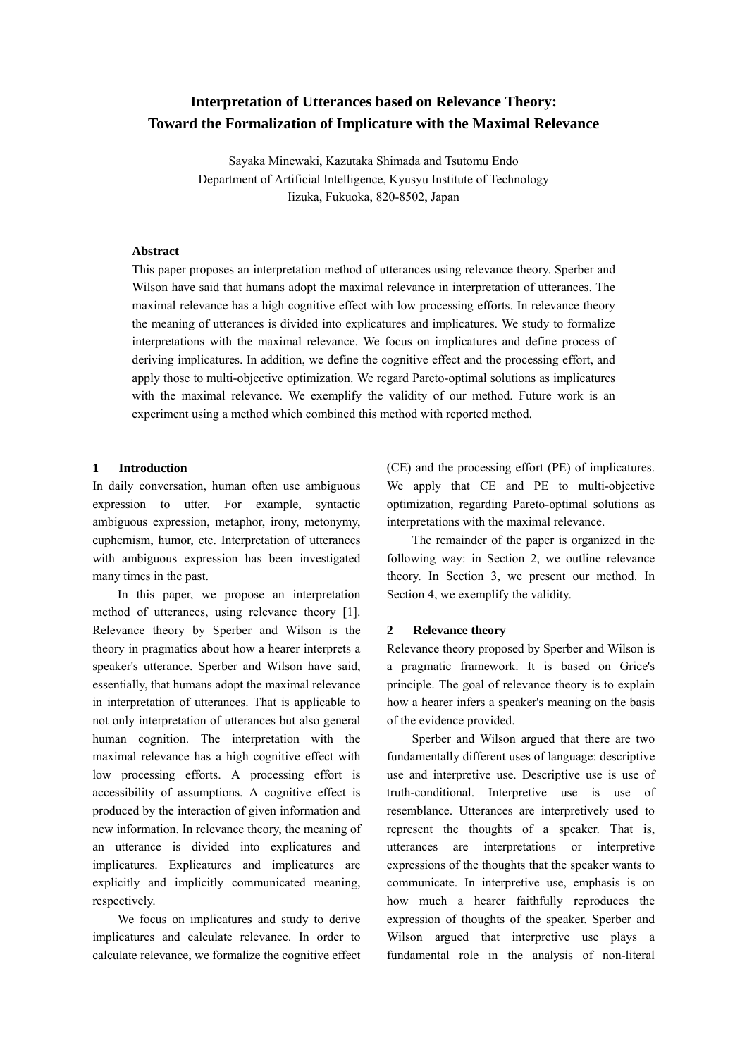# Interpretation of Utterances based on Relevance Theory: Toward the Formalization of Implicature with the Maximal Relevance

Sayaka Minewaki, Kazutaka Shimada and Tsutomu Endo
Department of Artificial Intelligence, Kyusyu Institute of Technology
Iizuka, Fukuoka, 820-8502, Japan

## Abstract

This paper proposes an interpretation method of utterances using relevance theory. Sperber and Wilson have said that humans adopt the maximal relevance in interpretation of utterances. The maximal relevance has a high cognitive effect with low processing efforts. In relevance theory the meaning of utterances is divided into explicatures and implicatures. We study to formalize interpretations with the maximal relevance. We focus on implicatures and define process of deriving implicatures. In addition, we define the cognitive effect and the processing effort, and apply those to multi-objective optimization. We regard Pareto-optimal solutions as implicatures with the maximal relevance. We exemplify the validity of our method. Future work is an experiment using a method which combined this method with reported method.

## 1 Introduction

In daily conversation, human often use ambiguous expression to utter. For example, syntactic ambiguous expression, metaphor, irony, metonymy, euphemism, humor, etc. Interpretation of utterances with ambiguous expression has been investigated many times in the past.

In this paper, we propose an interpretation method of utterances, using relevance theory [1]. Relevance theory by Sperber and Wilson is the theory in pragmatics about how a hearer interprets a speaker's utterance. Sperber and Wilson have said, essentially, that humans adopt the maximal relevance in interpretation of utterances. That is applicable to not only interpretation of utterances but also general human cognition. The interpretation with the maximal relevance has a high cognitive effect with low processing efforts. A processing effort is accessibility of assumptions. A cognitive effect is produced by the interaction of given information and new information. In relevance theory, the meaning of an utterance is divided into explicatures and implicatures. Explicatures and implicatures are explicitly and implicitly communicated meaning, respectively.

We focus on implicatures and study to derive implicatures and calculate relevance. In order to calculate relevance, we formalize the cognitive effect (CE) and the processing effort (PE) of implicatures. We apply that CE and PE to multi-objective optimization, regarding Pareto-optimal solutions as interpretations with the maximal relevance.

The remainder of the paper is organized in the following way: in Section 2, we outline relevance theory. In Section 3, we present our method. In Section 4, we exemplify the validity.

## 2 Relevance theory

Relevance theory proposed by Sperber and Wilson is a pragmatic framework. It is based on Grice's principle. The goal of relevance theory is to explain how a hearer infers a speaker's meaning on the basis of the evidence provided.

Sperber and Wilson argued that there are two fundamentally different uses of language: descriptive use and interpretive use. Descriptive use is use of truth-conditional. Interpretive use is use of resemblance. Utterances are interpretively used to represent the thoughts of a speaker. That is, utterances are interpretations or interpretive expressions of the thoughts that the speaker wants to communicate. In interpretive use, emphasis is on how much a hearer faithfully reproduces the expression of thoughts of the speaker. Sperber and Wilson argued that interpretive use plays a fundamental role in the analysis of non-literal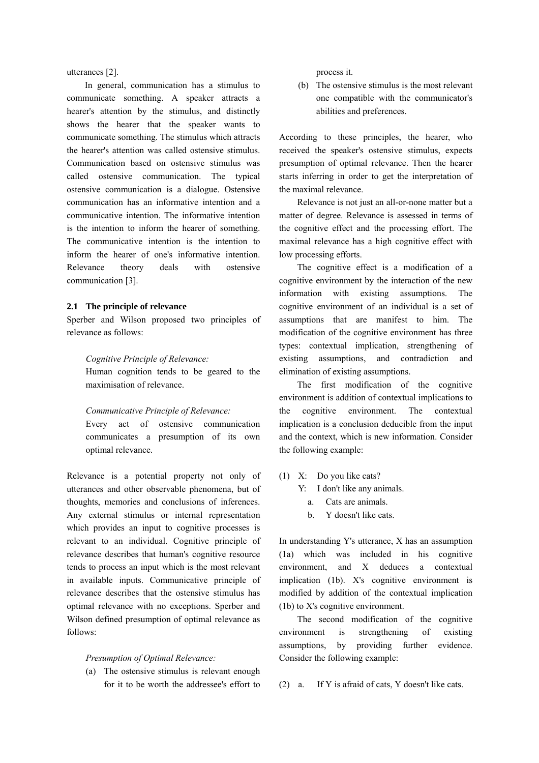utterances [2].

In general, communication has a stimulus to communicate something. A speaker attracts a hearer's attention by the stimulus, and distinctly shows the hearer that the speaker wants to communicate something. The stimulus which attracts the hearer's attention was called ostensive stimulus. Communication based on ostensive stimulus was called ostensive communication. The typical ostensive communication is a dialogue. Ostensive communication has an informative intention and a communicative intention. The informative intention is the intention to inform the hearer of something. The communicative intention is the intention to inform the hearer of one's informative intention. Relevance theory deals with ostensive communication [3].

### 2.1 The principle of relevance

Sperber and Wilson proposed two principles of relevance as follows:

> *Cognitive Principle of Relevance:*
> Human cognition tends to be geared to the maximisation of relevance.
>
> *Communicative Principle of Relevance:*
> Every act of ostensive communication communicates a presumption of its own optimal relevance.

Relevance is a potential property not only of utterances and other observable phenomena, but of thoughts, memories and conclusions of inferences. Any external stimulus or internal representation which provides an input to cognitive processes is relevant to an individual. Cognitive principle of relevance describes that human's cognitive resource tends to process an input which is the most relevant in available inputs. Communicative principle of relevance describes that the ostensive stimulus has optimal relevance with no exceptions. Sperber and Wilson defined presumption of optimal relevance as follows:

> *Presumption of Optimal Relevance:*
> (a) The ostensive stimulus is relevant enough for it to be worth the addressee's effort to process it.
> (b) The ostensive stimulus is the most relevant one compatible with the communicator's abilities and preferences.

According to these principles, the hearer, who received the speaker's ostensive stimulus, expects presumption of optimal relevance. Then the hearer starts inferring in order to get the interpretation of the maximal relevance.

Relevance is not just an all-or-none matter but a matter of degree. Relevance is assessed in terms of the cognitive effect and the processing effort. The maximal relevance has a high cognitive effect with low processing efforts.

The cognitive effect is a modification of a cognitive environment by the interaction of the new information with existing assumptions. The cognitive environment of an individual is a set of assumptions that are manifest to him. The modification of the cognitive environment has three types: contextual implication, strengthening of existing assumptions, and contradiction and elimination of existing assumptions.

The first modification of the cognitive environment is addition of contextual implications to the cognitive environment. The contextual implication is a conclusion deducible from the input and the context, which is new information. Consider the following example:

(1) X: Do you like cats?
    Y: I don't like any animals.
    a. Cats are animals.
    b. Y doesn't like cats.

In understanding Y's utterance, X has an assumption (1a) which was included in his cognitive environment, and X deduces a contextual implication (1b). X's cognitive environment is modified by addition of the contextual implication (1b) to X's cognitive environment.

The second modification of the cognitive environment is strengthening of existing assumptions, by providing further evidence. Consider the following example:

(2) a. If Y is afraid of cats, Y doesn't like cats.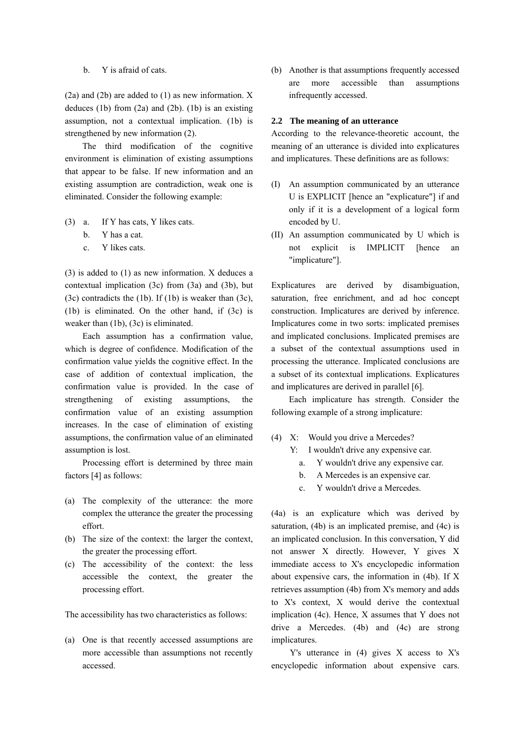b. Y is afraid of cats.

(2a) and (2b) are added to (1) as new information. X deduces (1b) from (2a) and (2b). (1b) is an existing assumption, not a contextual implication. (1b) is strengthened by new information (2).

The third modification of the cognitive environment is elimination of existing assumptions that appear to be false. If new information and an existing assumption are contradiction, weak one is eliminated. Consider the following example:

(3) a. If Y has cats, Y likes cats.
    b. Y has a cat.
    c. Y likes cats.

(3) is added to (1) as new information. X deduces a contextual implication (3c) from (3a) and (3b), but (3c) contradicts the (1b). If (1b) is weaker than (3c), (1b) is eliminated. On the other hand, if (3c) is weaker than (1b), (3c) is eliminated.

Each assumption has a confirmation value, which is degree of confidence. Modification of the confirmation value yields the cognitive effect. In the case of addition of contextual implication, the confirmation value is provided. In the case of strengthening of existing assumptions, the confirmation value of an existing assumption increases. In the case of elimination of existing assumptions, the confirmation value of an eliminated assumption is lost.

Processing effort is determined by three main factors [4] as follows:

(a) The complexity of the utterance: the more complex the utterance the greater the processing effort.
(b) The size of the context: the larger the context, the greater the processing effort.
(c) The accessibility of the context: the less accessible the context, the greater the processing effort.

The accessibility has two characteristics as follows:

(a) One is that recently accessed assumptions are more accessible than assumptions not recently accessed.
(b) Another is that assumptions frequently accessed are more accessible than assumptions infrequently accessed.

### 2.2 The meaning of an utterance

According to the relevance-theoretic account, the meaning of an utterance is divided into explicatures and implicatures. These definitions are as follows:

(I) An assumption communicated by an utterance U is EXPLICIT [hence an "explicature"] if and only if it is a development of a logical form encoded by U.
(II) An assumption communicated by U which is not explicit is IMPLICIT [hence an "implicature"].

Explicatures are derived by disambiguation, saturation, free enrichment, and ad hoc concept construction. Implicatures are derived by inference. Implicatures come in two sorts: implicated premises and implicated conclusions. Implicated premises are a subset of the contextual assumptions used in processing the utterance. Implicated conclusions are a subset of its contextual implications. Explicatures and implicatures are derived in parallel [6].

Each implicature has strength. Consider the following example of a strong implicature:

(4) X: Would you drive a Mercedes?
    Y: I wouldn't drive any expensive car.
    a. Y wouldn't drive any expensive car.
    b. A Mercedes is an expensive car.
    c. Y wouldn't drive a Mercedes.

(4a) is an explicature which was derived by saturation, (4b) is an implicated premise, and (4c) is an implicated conclusion. In this conversation, Y did not answer X directly. However, Y gives X immediate access to X's encyclopedic information about expensive cars, the information in (4b). If X retrieves assumption (4b) from X's memory and adds to X's context, X would derive the contextual implication (4c). Hence, X assumes that Y does not drive a Mercedes. (4b) and (4c) are strong implicatures.

Y's utterance in (4) gives X access to X's encyclopedic information about expensive cars.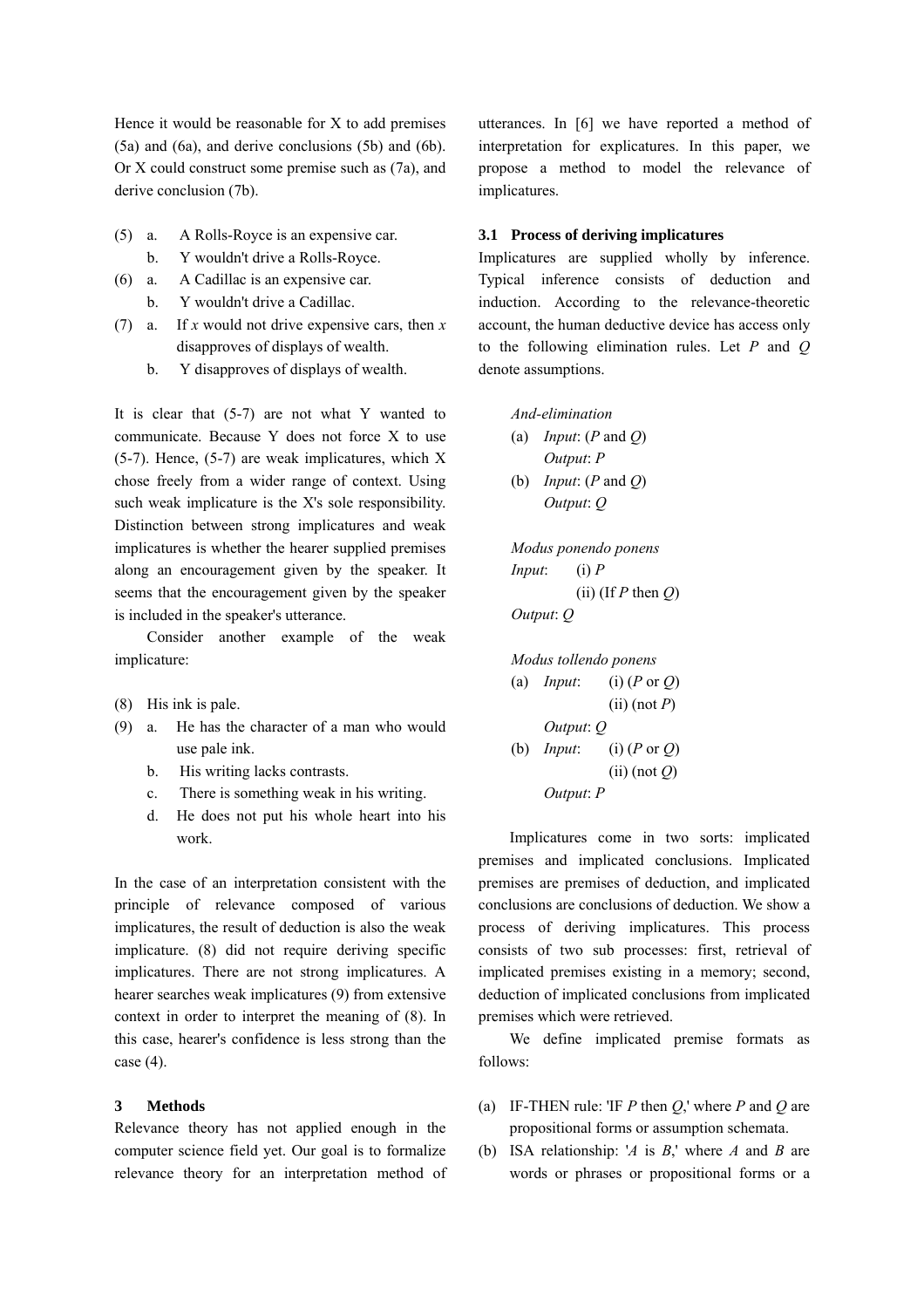Hence it would be reasonable for X to add premises (5a) and (6a), and derive conclusions (5b) and (6b). Or X could construct some premise such as (7a), and derive conclusion (7b).

(5) a. A Rolls-Royce is an expensive car.
    b. Y wouldn't drive a Rolls-Royce.
(6) a. A Cadillac is an expensive car.
    b. Y wouldn't drive a Cadillac.
(7) a. If *x* would not drive expensive cars, then *x* disapproves of displays of wealth.
    b. Y disapproves of displays of wealth.

It is clear that (5-7) are not what Y wanted to communicate. Because Y does not force X to use (5-7). Hence, (5-7) are weak implicatures, which X chose freely from a wider range of context. Using such weak implicature is the X's sole responsibility. Distinction between strong implicatures and weak implicatures is whether the hearer supplied premises along an encouragement given by the speaker. It seems that the encouragement given by the speaker is included in the speaker's utterance.

Consider another example of the weak implicature:

(8) His ink is pale.
(9) a. He has the character of a man who would use pale ink.
    b. His writing lacks contrasts.
    c. There is something weak in his writing.
    d. He does not put his whole heart into his work.

In the case of an interpretation consistent with the principle of relevance composed of various implicatures, the result of deduction is also the weak implicature. (8) did not require deriving specific implicatures. There are not strong implicatures. A hearer searches weak implicatures (9) from extensive context in order to interpret the meaning of (8). In this case, hearer's confidence is less strong than the case (4).

## 3 Methods

Relevance theory has not applied enough in the computer science field yet. Our goal is to formalize relevance theory for an interpretation method of utterances. In [6] we have reported a method of interpretation for explicatures. In this paper, we propose a method to model the relevance of implicatures.

### 3.1 Process of deriving implicatures

Implicatures are supplied wholly by inference. Typical inference consists of deduction and induction. According to the relevance-theoretic account, the human deductive device has access only to the following elimination rules. Let *P* and *Q* denote assumptions.

*And-elimination*
(a) *Input*: (*P* and *Q*)
    *Output*: *P*
(b) *Input*: (*P* and *Q*)
    *Output*: *Q*

*Modus ponendo ponens*
*Input*: (i) *P*
         (ii) (If *P* then *Q*)
*Output*: *Q*

*Modus tollendo ponens*
(a) *Input*: (i) (*P* or *Q*)
             (ii) (not *P*)
    *Output*: *Q*
(b) *Input*: (i) (*P* or *Q*)
             (ii) (not *Q*)
    *Output*: *P*

Implicatures come in two sorts: implicated premises and implicated conclusions. Implicated premises are premises of deduction, and implicated conclusions are conclusions of deduction. We show a process of deriving implicatures. This process consists of two sub processes: first, retrieval of implicated premises existing in a memory; second, deduction of implicated conclusions from implicated premises which were retrieved.

We define implicated premise formats as follows:

(a) IF-THEN rule: 'IF *P* then *Q*,' where *P* and *Q* are propositional forms or assumption schemata.
(b) ISA relationship: '*A* is *B*,' where *A* and *B* are words or phrases or propositional forms or a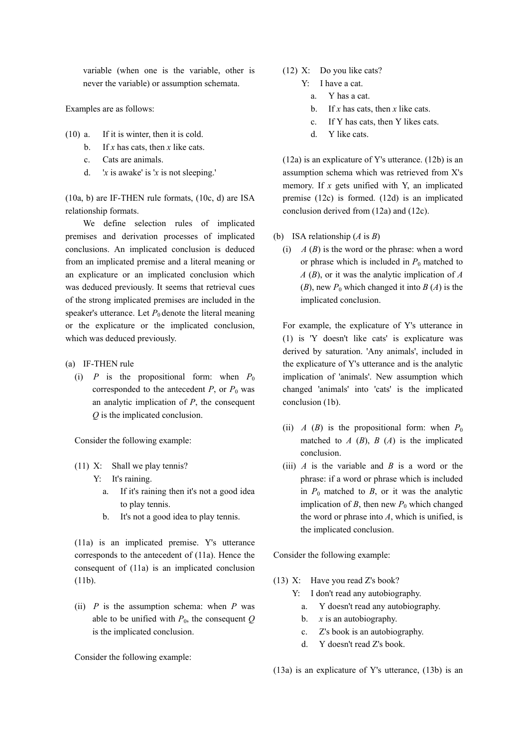variable (when one is the variable, other is never the variable) or assumption schemata.

Examples are as follows:

(10) a. If it is winter, then it is cold.
  b. If *x* has cats, then *x* like cats.
  c. Cats are animals.
  d. '*x* is awake' is '*x* is not sleeping.'

(10a, b) are IF-THEN rule formats, (10c, d) are ISA relationship formats.

We define selection rules of implicated premises and derivation processes of implicated conclusions. An implicated conclusion is deduced from an implicated premise and a literal meaning or an explicature or an implicated conclusion which was deduced previously. It seems that retrieval cues of the strong implicated premises are included in the speaker's utterance. Let $P_0$ denote the literal meaning or the explicature or the implicated conclusion, which was deduced previously.

(a) IF-THEN rule
  (i) *P* is the propositional form: when $P_0$ corresponded to the antecedent *P*, or $P_0$ was an analytic implication of *P*, the consequent *Q* is the implicated conclusion.

Consider the following example:

(11) X: Shall we play tennis?
  Y: It's raining.
   a. If it's raining then it's not a good idea to play tennis.
   b. It's not a good idea to play tennis.

(11a) is an implicated premise. Y's utterance corresponds to the antecedent of (11a). Hence the consequent of (11a) is an implicated conclusion (11b).

  (ii) *P* is the assumption schema: when *P* was able to be unified with $P_0$, the consequent *Q* is the implicated conclusion.

Consider the following example:

(12) X: Do you like cats?
  Y: I have a cat.
   a. Y has a cat.
   b. If *x* has cats, then *x* like cats.
   c. If Y has cats, then Y likes cats.
   d. Y like cats.

(12a) is an explicature of Y's utterance. (12b) is an assumption schema which was retrieved from X's memory. If *x* gets unified with Y, an implicated premise (12c) is formed. (12d) is an implicated conclusion derived from (12a) and (12c).

(b) ISA relationship (*A* is *B*)
  (i) *A* (*B*) is the word or the phrase: when a word or phrase which is included in $P_0$ matched to *A* (*B*), or it was the analytic implication of *A* (*B*), new $P_0$ which changed it into *B* (*A*) is the implicated conclusion.

For example, the explicature of Y's utterance in (1) is 'Y doesn't like cats' is explicature was derived by saturation. 'Any animals', included in the explicature of Y's utterance and is the analytic implication of 'animals'. New assumption which changed 'animals' into 'cats' is the implicated conclusion (1b).

  (ii) *A* (*B*) is the propositional form: when $P_0$ matched to *A* (*B*), *B* (*A*) is the implicated conclusion.
  (iii) *A* is the variable and *B* is a word or the phrase: if a word or phrase which is included in $P_0$ matched to *B*, or it was the analytic implication of *B*, then new $P_0$ which changed the word or phrase into *A*, which is unified, is the implicated conclusion.

Consider the following example:

(13) X: Have you read Z's book?
  Y: I don't read any autobiography.
   a. Y doesn't read any autobiography.
   b. *x* is an autobiography.
   c. Z's book is an autobiography.
   d. Y doesn't read Z's book.

(13a) is an explicature of Y's utterance, (13b) is an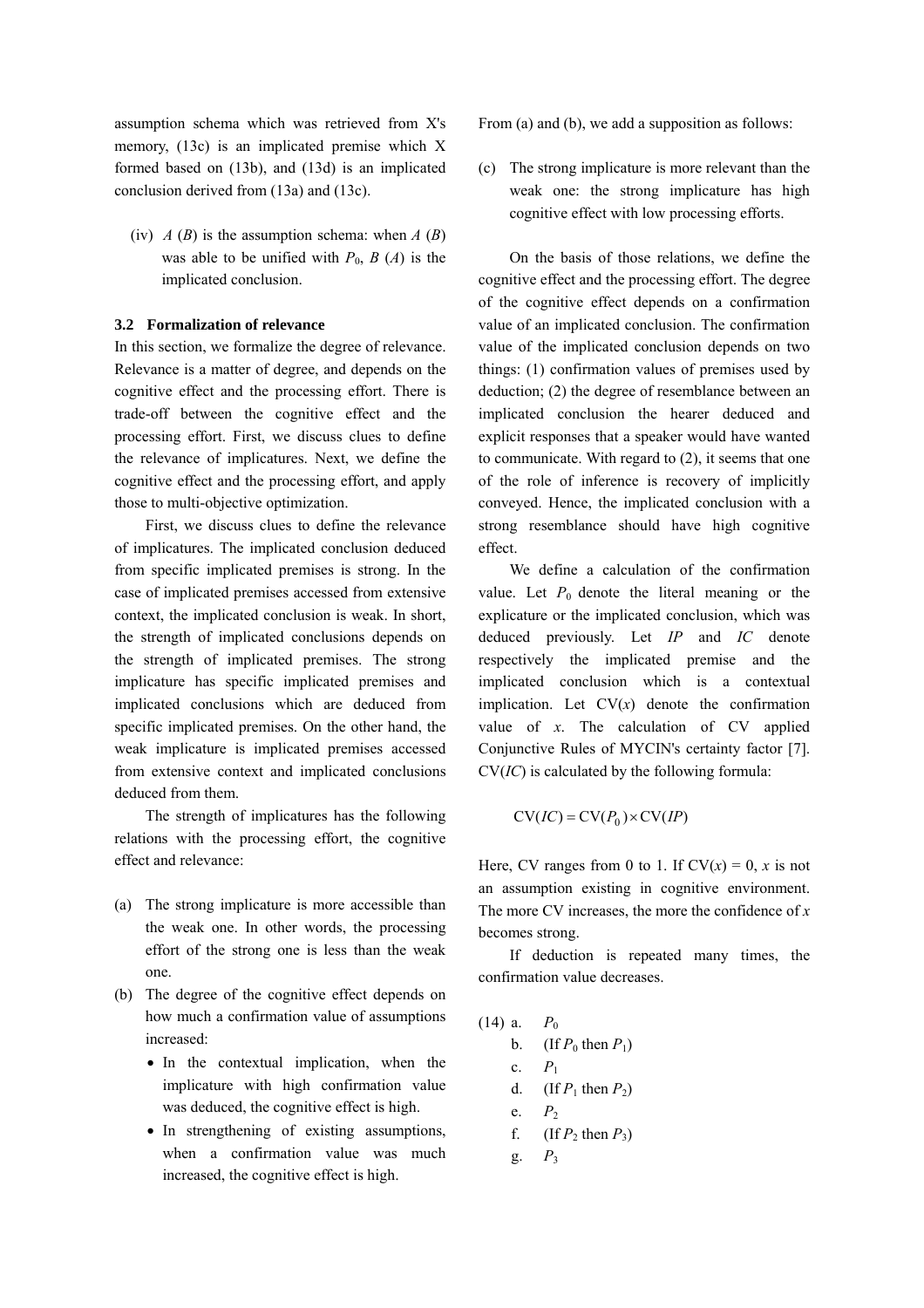assumption schema which was retrieved from X's memory, (13c) is an implicated premise which X formed based on (13b), and (13d) is an implicated conclusion derived from (13a) and (13c).

(iv) $A$ ($B$) is the assumption schema: when $A$ ($B$) was able to be unified with $P_0$, $B$ ($A$) is the implicated conclusion.

### 3.2 Formalization of relevance

In this section, we formalize the degree of relevance. Relevance is a matter of degree, and depends on the cognitive effect and the processing effort. There is trade-off between the cognitive effect and the processing effort. First, we discuss clues to define the relevance of implicatures. Next, we define the cognitive effect and the processing effort, and apply those to multi-objective optimization.

First, we discuss clues to define the relevance of implicatures. The implicated conclusion deduced from specific implicated premises is strong. In the case of implicated premises accessed from extensive context, the implicated conclusion is weak. In short, the strength of implicated conclusions depends on the strength of implicated premises. The strong implicature has specific implicated premises and implicated conclusions which are deduced from specific implicated premises. On the other hand, the weak implicature is implicated premises accessed from extensive context and implicated conclusions deduced from them.

The strength of implicatures has the following relations with the processing effort, the cognitive effect and relevance:

(a) The strong implicature is more accessible than the weak one. In other words, the processing effort of the strong one is less than the weak one.
(b) The degree of the cognitive effect depends on how much a confirmation value of assumptions increased:
    - In the contextual implication, when the implicature with high confirmation value was deduced, the cognitive effect is high.
    - In strengthening of existing assumptions, when a confirmation value was much increased, the cognitive effect is high.

From (a) and (b), we add a supposition as follows:

(c) The strong implicature is more relevant than the weak one: the strong implicature has high cognitive effect with low processing efforts.

On the basis of those relations, we define the cognitive effect and the processing effort. The degree of the cognitive effect depends on a confirmation value of an implicated conclusion. The confirmation value of the implicated conclusion depends on two things: (1) confirmation values of premises used by deduction; (2) the degree of resemblance between an implicated conclusion the hearer deduced and explicit responses that a speaker would have wanted to communicate. With regard to (2), it seems that one of the role of inference is recovery of implicitly conveyed. Hence, the implicated conclusion with a strong resemblance should have high cognitive effect.

We define a calculation of the confirmation value. Let $P_0$ denote the literal meaning or the explicature or the implicated conclusion, which was deduced previously. Let $IP$ and $IC$ denote respectively the implicated premise and the implicated conclusion which is a contextual implication. Let $\mathrm{CV}(x)$ denote the confirmation value of $x$. The calculation of CV applied Conjunctive Rules of MYCIN's certainty factor [7]. $\mathrm{CV}(IC)$ is calculated by the following formula:

$$\mathrm{CV}(IC) = \mathrm{CV}(P_0) \times \mathrm{CV}(IP)$$

Here, CV ranges from 0 to 1. If $\mathrm{CV}(x) = 0$, $x$ is not an assumption existing in cognitive environment. The more CV increases, the more the confidence of $x$ becomes strong.

If deduction is repeated many times, the confirmation value decreases.

(14) a. $P_0$
b. (If $P_0$ then $P_1$)
c. $P_1$
d. (If $P_1$ then $P_2$)
e. $P_2$
f. (If $P_2$ then $P_3$)
g. $P_3$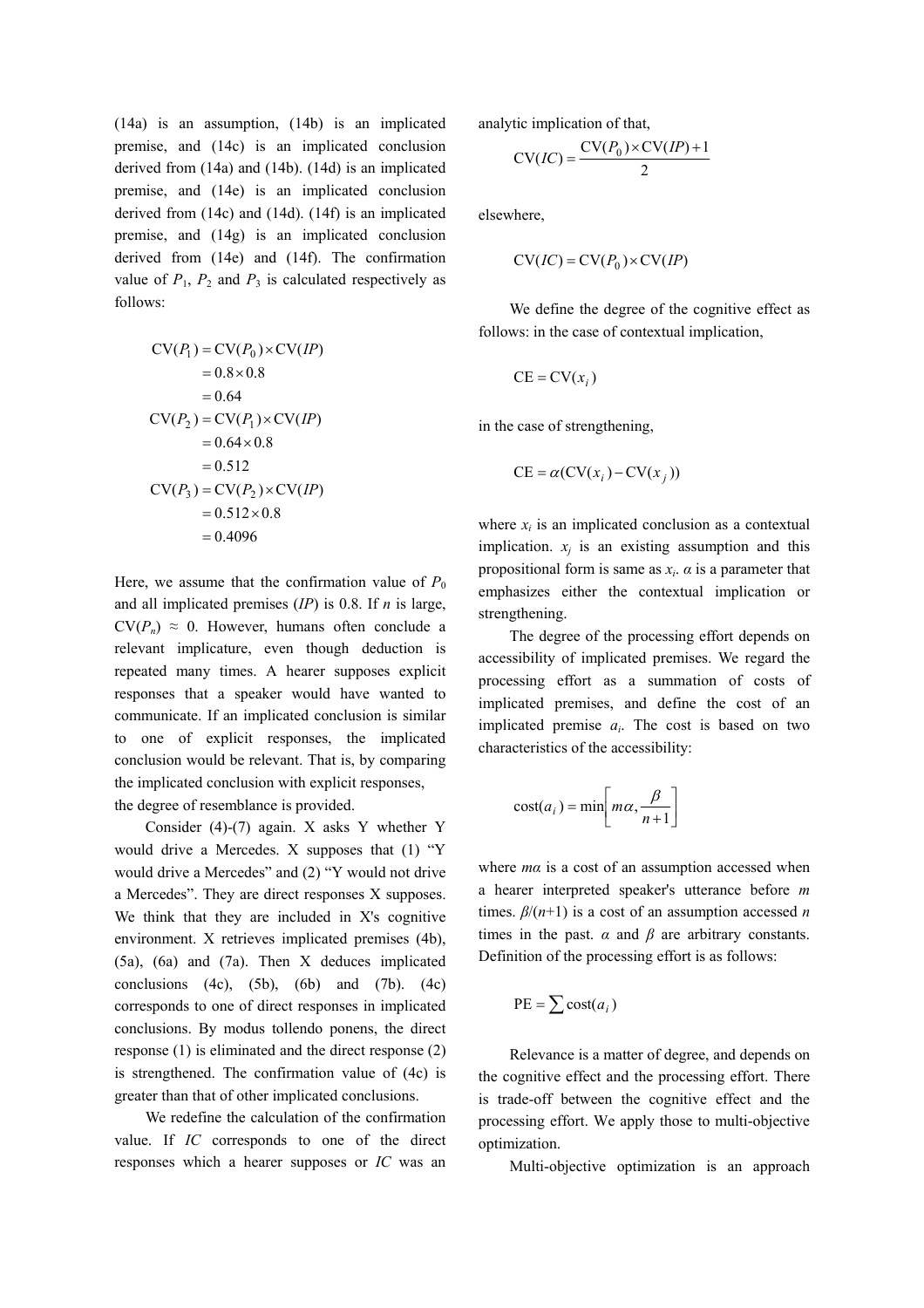(14a) is an assumption, (14b) is an implicated premise, and (14c) is an implicated conclusion derived from (14a) and (14b). (14d) is an implicated premise, and (14e) is an implicated conclusion derived from (14c) and (14d). (14f) is an implicated premise, and (14g) is an implicated conclusion derived from (14e) and (14f). The confirmation value of $P_1$, $P_2$ and $P_3$ is calculated respectively as follows:

$$
\begin{aligned}
\mathrm{CV}(P_1) &= \mathrm{CV}(P_0) \times \mathrm{CV}(IP) \\
&= 0.8 \times 0.8 \\
&= 0.64 \\
\mathrm{CV}(P_2) &= \mathrm{CV}(P_1) \times \mathrm{CV}(IP) \\
&= 0.64 \times 0.8 \\
&= 0.512 \\
\mathrm{CV}(P_3) &= \mathrm{CV}(P_2) \times \mathrm{CV}(IP) \\
&= 0.512 \times 0.8 \\
&= 0.4096
\end{aligned}
$$

Here, we assume that the confirmation value of $P_0$ and all implicated premises ($IP$) is 0.8. If $n$ is large, $\mathrm{CV}(P_n) \approx 0$. However, humans often conclude a relevant implicature, even though deduction is repeated many times. A hearer supposes explicit responses that a speaker would have wanted to communicate. If an implicated conclusion is similar to one of explicit responses, the implicated conclusion would be relevant. That is, by comparing the implicated conclusion with explicit responses, the degree of resemblance is provided.

Consider (4)-(7) again. X asks Y whether Y would drive a Mercedes. X supposes that (1) "Y would drive a Mercedes" and (2) "Y would not drive a Mercedes". They are direct responses X supposes. We think that they are included in X's cognitive environment. X retrieves implicated premises (4b), (5a), (6a) and (7a). Then X deduces implicated conclusions (4c), (5b), (6b) and (7b). (4c) corresponds to one of direct responses in implicated conclusions. By modus tollendo ponens, the direct response (1) is eliminated and the direct response (2) is strengthened. The confirmation value of (4c) is greater than that of other implicated conclusions.

We redefine the calculation of the confirmation value. If $IC$ corresponds to one of the direct responses which a hearer supposes or $IC$ was an analytic implication of that,

$$
\mathrm{CV}(IC) = \frac{\mathrm{CV}(P_0) \times \mathrm{CV}(IP) + 1}{2}
$$

elsewhere,

$$
\mathrm{CV}(IC) = \mathrm{CV}(P_0) \times \mathrm{CV}(IP)
$$

We define the degree of the cognitive effect as follows: in the case of contextual implication,

$$
\mathrm{CE} = \mathrm{CV}(x_i)
$$

in the case of strengthening,

$$
\mathrm{CE} = \alpha(\mathrm{CV}(x_i) - \mathrm{CV}(x_j))
$$

where $x_i$ is an implicated conclusion as a contextual implication. $x_j$ is an existing assumption and this propositional form is same as $x_i$. $\alpha$ is a parameter that emphasizes either the contextual implication or strengthening.

The degree of the processing effort depends on accessibility of implicated premises. We regard the processing effort as a summation of costs of implicated premises, and define the cost of an implicated premise $a_i$. The cost is based on two characteristics of the accessibility:

$$
\mathrm{cost}(a_i) = \min\left[ m\alpha, \frac{\beta}{n+1} \right]
$$

where $m\alpha$ is a cost of an assumption accessed when a hearer interpreted speaker's utterance before $m$ times. $\beta/(n+1)$ is a cost of an assumption accessed $n$ times in the past. $\alpha$ and $\beta$ are arbitrary constants. Definition of the processing effort is as follows:

$$
\mathrm{PE} = \sum \mathrm{cost}(a_i)
$$

Relevance is a matter of degree, and depends on the cognitive effect and the processing effort. There is trade-off between the cognitive effect and the processing effort. We apply those to multi-objective optimization.

Multi-objective optimization is an approach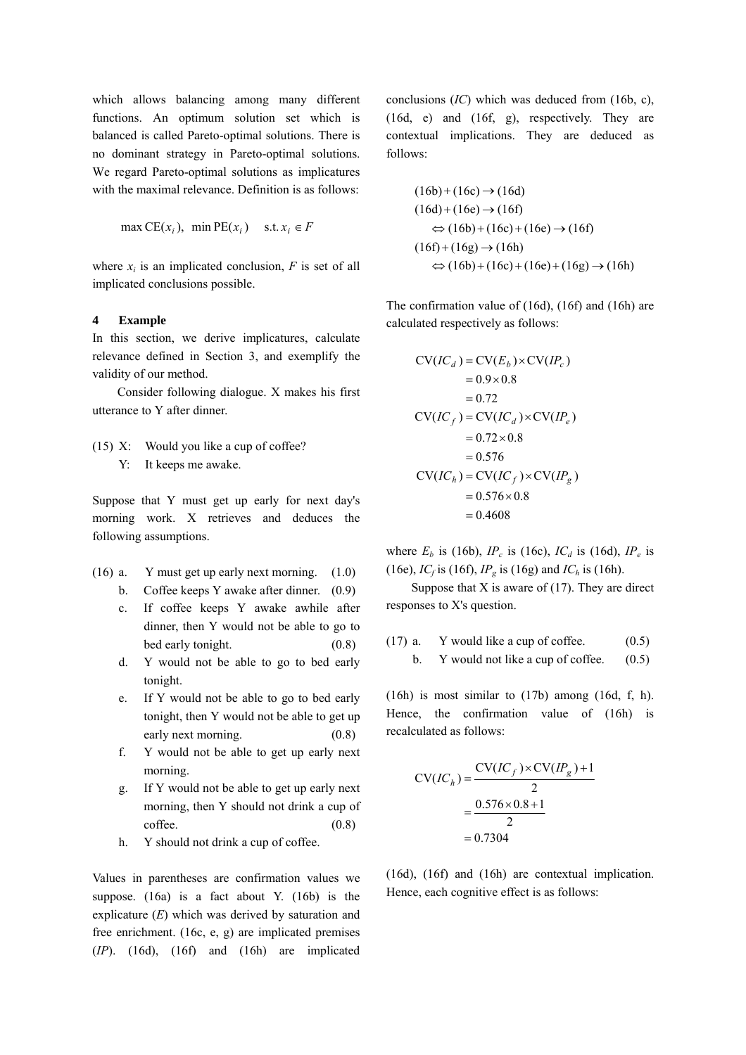which allows balancing among many different functions. An optimum solution set which is balanced is called Pareto-optimal solutions. There is no dominant strategy in Pareto-optimal solutions. We regard Pareto-optimal solutions as implicatures with the maximal relevance. Definition is as follows:

$$\max \mathrm{CE}(x_i),\ \ \min \mathrm{PE}(x_i) \quad \text{s.t. } x_i \in F$$

where $x_i$ is an implicated conclusion, $F$ is set of all implicated conclusions possible.

## 4 Example

In this section, we derive implicatures, calculate relevance defined in Section 3, and exemplify the validity of our method.

Consider following dialogue. X makes his first utterance to Y after dinner.

(15) X: Would you like a cup of coffee?
     Y: It keeps me awake.

Suppose that Y must get up early for next day's morning work. X retrieves and deduces the following assumptions.

(16) a. Y must get up early next morning. (1.0)
  b. Coffee keeps Y awake after dinner. (0.9)
  c. If coffee keeps Y awake awhile after dinner, then Y would not be able to go to bed early tonight. (0.8)
  d. Y would not be able to go to bed early tonight.
  e. If Y would not be able to go to bed early tonight, then Y would not be able to get up early next morning. (0.8)
  f. Y would not be able to get up early next morning.
  g. If Y would not be able to get up early next morning, then Y should not drink a cup of coffee. (0.8)
  h. Y should not drink a cup of coffee.

Values in parentheses are confirmation values we suppose. (16a) is a fact about Y. (16b) is the explicature ($E$) which was derived by saturation and free enrichment. (16c, e, g) are implicated premises ($IP$). (16d), (16f) and (16h) are implicated conclusions ($IC$) which was deduced from (16b, c), (16d, e) and (16f, g), respectively. They are contextual implications. They are deduced as follows:

$$\begin{aligned}
&(16\mathrm{b}) + (16\mathrm{c}) \rightarrow (16\mathrm{d}) \\
&(16\mathrm{d}) + (16\mathrm{e}) \rightarrow (16\mathrm{f}) \\
&\quad \Leftrightarrow (16\mathrm{b}) + (16\mathrm{c}) + (16\mathrm{e}) \rightarrow (16\mathrm{f}) \\
&(16\mathrm{f}) + (16\mathrm{g}) \rightarrow (16\mathrm{h}) \\
&\quad \Leftrightarrow (16\mathrm{b}) + (16\mathrm{c}) + (16\mathrm{e}) + (16\mathrm{g}) \rightarrow (16\mathrm{h})
\end{aligned}$$

The confirmation value of (16d), (16f) and (16h) are calculated respectively as follows:

$$\begin{aligned}
\mathrm{CV}(IC_d) &= \mathrm{CV}(E_b) \times \mathrm{CV}(IP_c) \\
&= 0.9 \times 0.8 \\
&= 0.72 \\
\mathrm{CV}(IC_f) &= \mathrm{CV}(IC_d) \times \mathrm{CV}(IP_e) \\
&= 0.72 \times 0.8 \\
&= 0.576 \\
\mathrm{CV}(IC_h) &= \mathrm{CV}(IC_f) \times \mathrm{CV}(IP_g) \\
&= 0.576 \times 0.8 \\
&= 0.4608
\end{aligned}$$

where $E_b$ is (16b), $IP_c$ is (16c), $IC_d$ is (16d), $IP_e$ is (16e), $IC_f$ is (16f), $IP_g$ is (16g) and $IC_h$ is (16h).

Suppose that X is aware of (17). They are direct responses to X's question.

(17) a. Y would like a cup of coffee. (0.5)
  b. Y would not like a cup of coffee. (0.5)

(16h) is most similar to (17b) among (16d, f, h). Hence, the confirmation value of (16h) is recalculated as follows:

$$\begin{aligned}
\mathrm{CV}(IC_h) &= \frac{\mathrm{CV}(IC_f) \times \mathrm{CV}(IP_g) + 1}{2} \\
&= \frac{0.576 \times 0.8 + 1}{2} \\
&= 0.7304
\end{aligned}$$

(16d), (16f) and (16h) are contextual implication. Hence, each cognitive effect is as follows: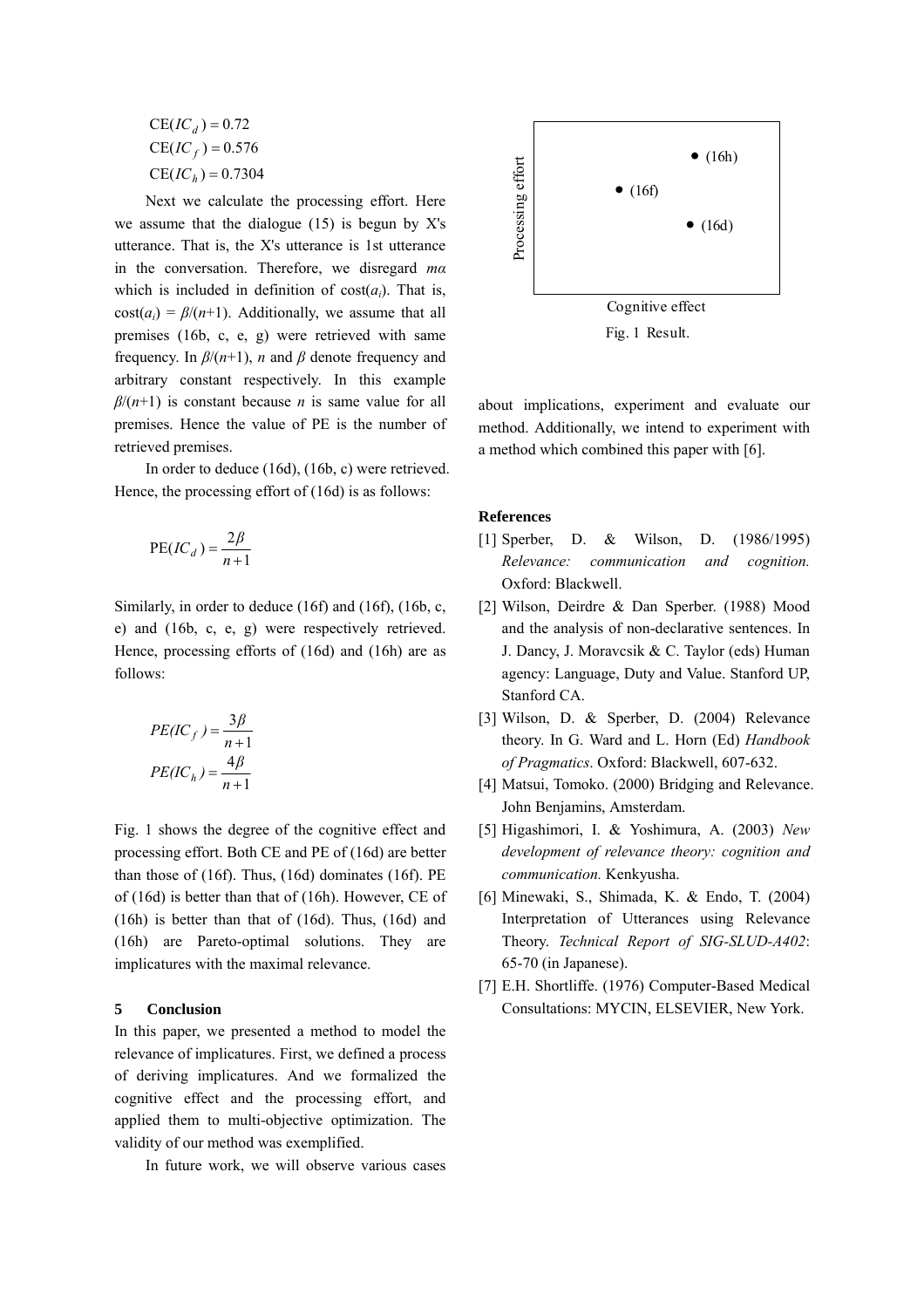$$\mathrm{CE}(IC_d) = 0.72$$
$$\mathrm{CE}(IC_f) = 0.576$$
$$\mathrm{CE}(IC_h) = 0.7304$$

Next we calculate the processing effort. Here we assume that the dialogue (15) is begun by X's utterance. That is, the X's utterance is 1st utterance in the conversation. Therefore, we disregard $m\alpha$ which is included in definition of cost($a_i$). That is, cost($a_i$) = $\beta/(n+1)$. Additionally, we assume that all premises (16b, c, e, g) were retrieved with same frequency. In $\beta/(n+1)$, $n$ and $\beta$ denote frequency and arbitrary constant respectively. In this example $\beta/(n+1)$ is constant because $n$ is same value for all premises. Hence the value of PE is the number of retrieved premises.

In order to deduce (16d), (16b, c) were retrieved. Hence, the processing effort of (16d) is as follows:

$$\mathrm{PE}(IC_d) = \frac{2\beta}{n+1}$$

Similarly, in order to deduce (16f) and (16f), (16b, c, e) and (16b, c, e, g) were respectively retrieved. Hence, processing efforts of (16d) and (16h) are as follows:

$$PE(IC_f) = \frac{3\beta}{n+1}$$
$$PE(IC_h) = \frac{4\beta}{n+1}$$

Fig. 1 shows the degree of the cognitive effect and processing effort. Both CE and PE of (16d) are better than those of (16f). Thus, (16d) dominates (16f). PE of (16d) is better than that of (16h). However, CE of (16h) is better than that of (16d). Thus, (16d) and (16h) are Pareto-optimal solutions. They are implicatures with the maximal relevance.

## 5 Conclusion

In this paper, we presented a method to model the relevance of implicatures. First, we defined a process of deriving implicatures. And we formalized the cognitive effect and the processing effort, and applied them to multi-objective optimization. The validity of our method was exemplified.

In future work, we will observe various cases about implications, experiment and evaluate our method. Additionally, we intend to experiment with a method which combined this paper with [6].

Processing effort

(16h)

(16f)

(16d)

Cognitive effect

Fig. 1 Result.

## References

[1] Sperber, D. & Wilson, D. (1986/1995) *Relevance: communication and cognition.* Oxford: Blackwell.

[2] Wilson, Deirdre & Dan Sperber. (1988) Mood and the analysis of non-declarative sentences. In J. Dancy, J. Moravcsik & C. Taylor (eds) Human agency: Language, Duty and Value. Stanford UP, Stanford CA.

[3] Wilson, D. & Sperber, D. (2004) Relevance theory. In G. Ward and L. Horn (Ed) *Handbook of Pragmatics*. Oxford: Blackwell, 607-632.

[4] Matsui, Tomoko. (2000) Bridging and Relevance. John Benjamins, Amsterdam.

[5] Higashimori, I. & Yoshimura, A. (2003) *New development of relevance theory: cognition and communication.* Kenkyusha.

[6] Minewaki, S., Shimada, K. & Endo, T. (2004) Interpretation of Utterances using Relevance Theory. *Technical Report of SIG-SLUD-A402*: 65-70 (in Japanese).

[7] E.H. Shortliffe. (1976) Computer-Based Medical Consultations: MYCIN, ELSEVIER, New York.